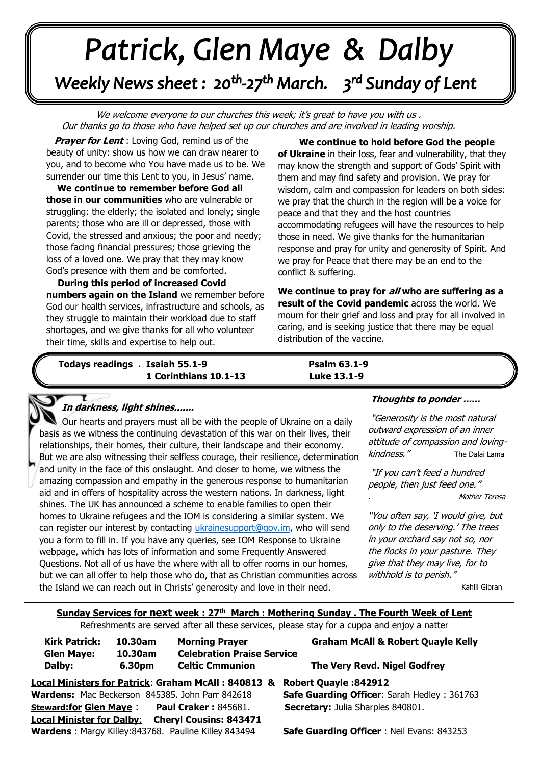// Church news sheet transcription
# Patrick, Glen Maye & Dalby

## Weekly News sheet : 20th-27th March. 3rd Sunday of Lent

*We welcome everyone to our churches this week; it's great to have you with us .*
*Our thanks go to those who have helped set up our churches and are involved in leading worship.*

***Prayer for Lent*** : Loving God, remind us of the beauty of unity: show us how we can draw nearer to you, and to become who You have made us to be. We surrender our time this Lent to you, in Jesus' name.

**We continue to remember before God all those in our communities** who are vulnerable or struggling: the elderly; the isolated and lonely; single parents; those who are ill or depressed, those with Covid, the stressed and anxious; the poor and needy; those facing financial pressures; those grieving the loss of a loved one. We pray that they may know God's presence with them and be comforted.

**During this period of increased Covid numbers again on the Island** we remember before God our health services, infrastructure and schools, as they struggle to maintain their workload due to staff shortages, and we give thanks for all who volunteer their time, skills and expertise to help out.

**We continue to hold before God the people of Ukraine** in their loss, fear and vulnerability, that they may know the strength and support of Gods' Spirit with them and may find safety and provision. We pray for wisdom, calm and compassion for leaders on both sides: we pray that the church in the region will be a voice for peace and that they and the host countries accommodating refugees will have the resources to help those in need. We give thanks for the humanitarian response and pray for unity and generosity of Spirit. And we pray for Peace that there may be an end to the conflict & suffering.

**We continue to pray for *all* who are suffering as a result of the Covid pandemic** across the world. We mourn for their grief and loss and pray for all involved in caring, and is seeking justice that there may be equal distribution of the vaccine.

**Todays readings . Isaiah 55.1-9 — Psalm 63.1-9 — 1 Corinthians 10.1-13 — Luke 13.1-9**

### *In darkness, light shines.......*

Our hearts and prayers must all be with the people of Ukraine on a daily basis as we witness the continuing devastation of this war on their lives, their relationships, their homes, their culture, their landscape and their economy. But we are also witnessing their selfless courage, their resilience, determination and unity in the face of this onslaught. And closer to home, we witness the amazing compassion and empathy in the generous response to humanitarian aid and in offers of hospitality across the western nations. In darkness, light shines. The UK has announced a scheme to enable families to open their homes to Ukraine refugees and the IOM is considering a similar system. We can register our interest by contacting ukrainesupport@gov.im, who will send you a form to fill in. If you have any queries, see IOM Response to Ukraine webpage, which has lots of information and some Frequently Answered Questions. Not all of us have the where with all to offer rooms in our homes, but we can all offer to help those who do, that as Christian communities across the Island we can reach out in Christs' generosity and love in their need.

### *Thoughts to ponder ......*

*"Generosity is the most natural outward expression of an inner attitude of compassion and loving-kindness."* The Dalai Lama

*"If you can't feed a hundred people, then just feed one."* *Mother Teresa*

*"You often say, 'I would give, but only to the deserving.' The trees in your orchard say not so, nor the flocks in your pasture. They give that they may live, for to withhold is to perish."* Kahlil Gibran

**Sunday Services for next week : 27th March : Mothering Sunday . The Fourth Week of Lent**

Refreshments are served after all these services, please stay for a cuppa and enjoy a natter

| Church | Time | Service | Leader |
|---|---|---|---|
| **Kirk Patrick:** | **10.30am** | **Morning Prayer** | **Graham McAll & Robert Quayle Kelly** |
| **Glen Maye:** | **10.30am** | **Celebration Praise Service** | |
| **Dalby:** | **6.30pm** | **Celtic Cmmunion** | **The Very Revd. Nigel Godfrey** |

**Local Ministers for Patrick**: **Graham McAll : 840813 & Robert Quayle :842912**
**Wardens:** Mac Beckerson 845385. John Parr 842618
**Safe Guarding Officer**: Sarah Hedley : 361763
**Steward:for Glen Maye** : **Paul Craker :** 845681.
**Secretary:** Julia Sharples 840801.
**Local Minister for Dalby**: **Cheryl Cousins: 843471**
**Wardens** : Margy Killey:843768. Pauline Killey 843494
**Safe Guarding Officer** : Neil Evans: 843253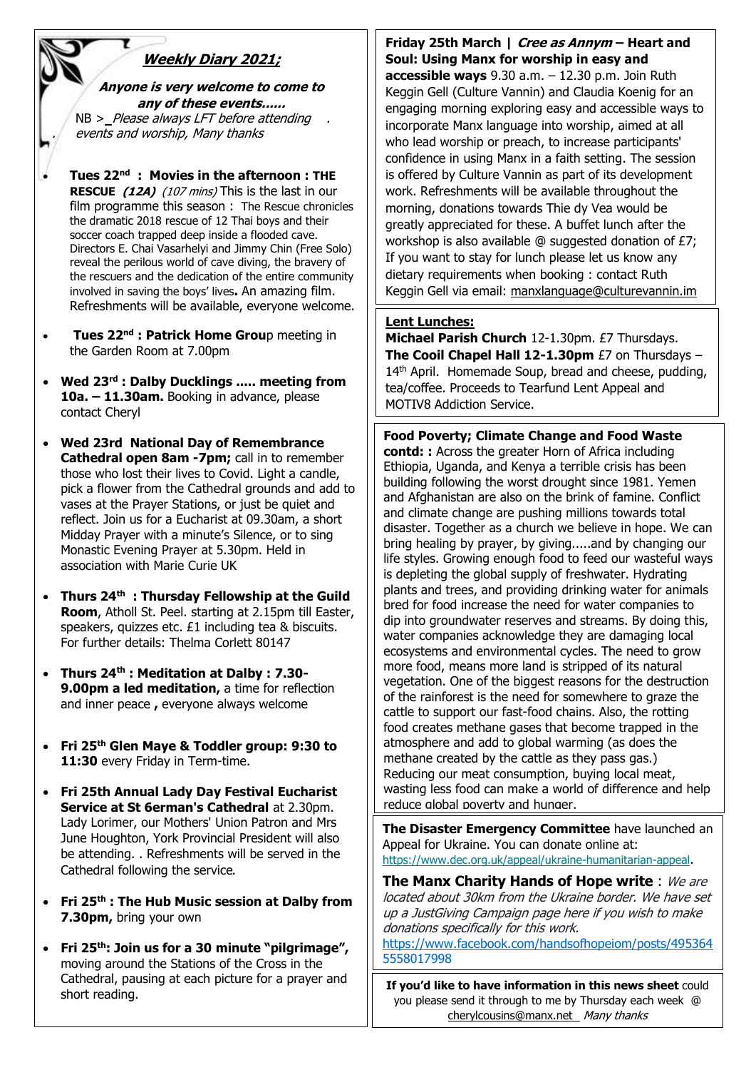## *Weekly Diary 2021;*

***Anyone is very welcome to come to any of these events......***

NB > *Please always LFT before attending events and worship, Many thanks*

- **Tues 22nd : Movies in the afternoon : THE RESCUE *(12A)*** *(107 mins)* This is the last in our film programme this season : The Rescue chronicles the dramatic 2018 rescue of 12 Thai boys and their soccer coach trapped deep inside a flooded cave. Directors E. Chai Vasarhelyi and Jimmy Chin (Free Solo) reveal the perilous world of cave diving, the bravery of the rescuers and the dedication of the entire community involved in saving the boys' lives**.** An amazing film. Refreshments will be available, everyone welcome.

- **Tues 22nd : Patrick Home Grou**p meeting in the Garden Room at 7.00pm

- **Wed 23rd : Dalby Ducklings ..... meeting from 10a. – 11.30am.** Booking in advance, please contact Cheryl

- **Wed 23rd National Day of Remembrance Cathedral open 8am -7pm;** call in to remember those who lost their lives to Covid. Light a candle, pick a flower from the Cathedral grounds and add to vases at the Prayer Stations, or just be quiet and reflect. Join us for a Eucharist at 09.30am, a short Midday Prayer with a minute's Silence, or to sing Monastic Evening Prayer at 5.30pm. Held in association with Marie Curie UK

- **Thurs 24th : Thursday Fellowship at the Guild Room**, Atholl St. Peel. starting at 2.15pm till Easter, speakers, quizzes etc. £1 including tea & biscuits. For further details: Thelma Corlett 80147

- **Thurs 24th : Meditation at Dalby : 7.30-9.00pm a led meditation,** a time for reflection and inner peace **,** everyone always welcome

- **Fri 25th Glen Maye & Toddler group: 9:30 to 11:30** every Friday in Term-time.

- **Fri 25th Annual Lady Day Festival Eucharist Service at St 6erman's Cathedral** at 2.30pm. Lady Lorimer, our Mothers' Union Patron and Mrs June Houghton, York Provincial President will also be attending. . Refreshments will be served in the Cathedral following the service.

- **Fri 25th : The Hub Music session at Dalby from 7.30pm,** bring your own

- **Fri 25th: Join us for a 30 minute "pilgrimage",** moving around the Stations of the Cross in the Cathedral, pausing at each picture for a prayer and short reading.

**Friday 25th March | *Cree as Annym* – Heart and Soul: Using Manx for worship in easy and accessible ways** 9.30 a.m. – 12.30 p.m. Join Ruth Keggin Gell (Culture Vannin) and Claudia Koenig for an engaging morning exploring easy and accessible ways to incorporate Manx language into worship, aimed at all who lead worship or preach, to increase participants' confidence in using Manx in a faith setting. The session is offered by Culture Vannin as part of its development work. Refreshments will be available throughout the morning, donations towards Thie dy Vea would be greatly appreciated for these. A buffet lunch after the workshop is also available @ suggested donation of £7; If you want to stay for lunch please let us know any dietary requirements when booking : contact Ruth Keggin Gell via email: manxlanguage@culturevannin.im

**Lent Lunches:**
**Michael Parish Church** 12-1.30pm. £7 Thursdays.
**The Cooil Chapel Hall 12-1.30pm** £7 on Thursdays – 14th April. Homemade Soup, bread and cheese, pudding, tea/coffee. Proceeds to Tearfund Lent Appeal and MOTIV8 Addiction Service.

**Food Poverty; Climate Change and Food Waste contd: :** Across the greater Horn of Africa including Ethiopia, Uganda, and Kenya a terrible crisis has been building following the worst drought since 1981. Yemen and Afghanistan are also on the brink of famine. Conflict and climate change are pushing millions towards total disaster. Together as a church we believe in hope. We can bring healing by prayer, by giving.....and by changing our life styles. Growing enough food to feed our wasteful ways is depleting the global supply of freshwater. Hydrating plants and trees, and providing drinking water for animals bred for food increase the need for water companies to dip into groundwater reserves and streams. By doing this, water companies acknowledge they are damaging local ecosystems and environmental cycles. The need to grow more food, means more land is stripped of its natural vegetation. One of the biggest reasons for the destruction of the rainforest is the need for somewhere to graze the cattle to support our fast-food chains. Also, the rotting food creates methane gases that become trapped in the atmosphere and add to global warming (as does the methane created by the cattle as they pass gas.) Reducing our meat consumption, buying local meat, wasting less food can make a world of difference and help reduce global poverty and hunger.

**The Disaster Emergency Committee** have launched an Appeal for Ukraine. You can donate online at: https://www.dec.org.uk/appeal/ukraine-humanitarian-appeal.

**The Manx Charity Hands of Hope write** : *We are located about 30km from the Ukraine border. We have set up a JustGiving Campaign page here if you wish to make donations specifically for this work.* https://www.facebook.com/handsofhopeiom/posts/4953645558017998

**If you'd like to have information in this news sheet** could you please send it through to me by Thursday each week @ cherylcousins@manx.net *Many thanks*